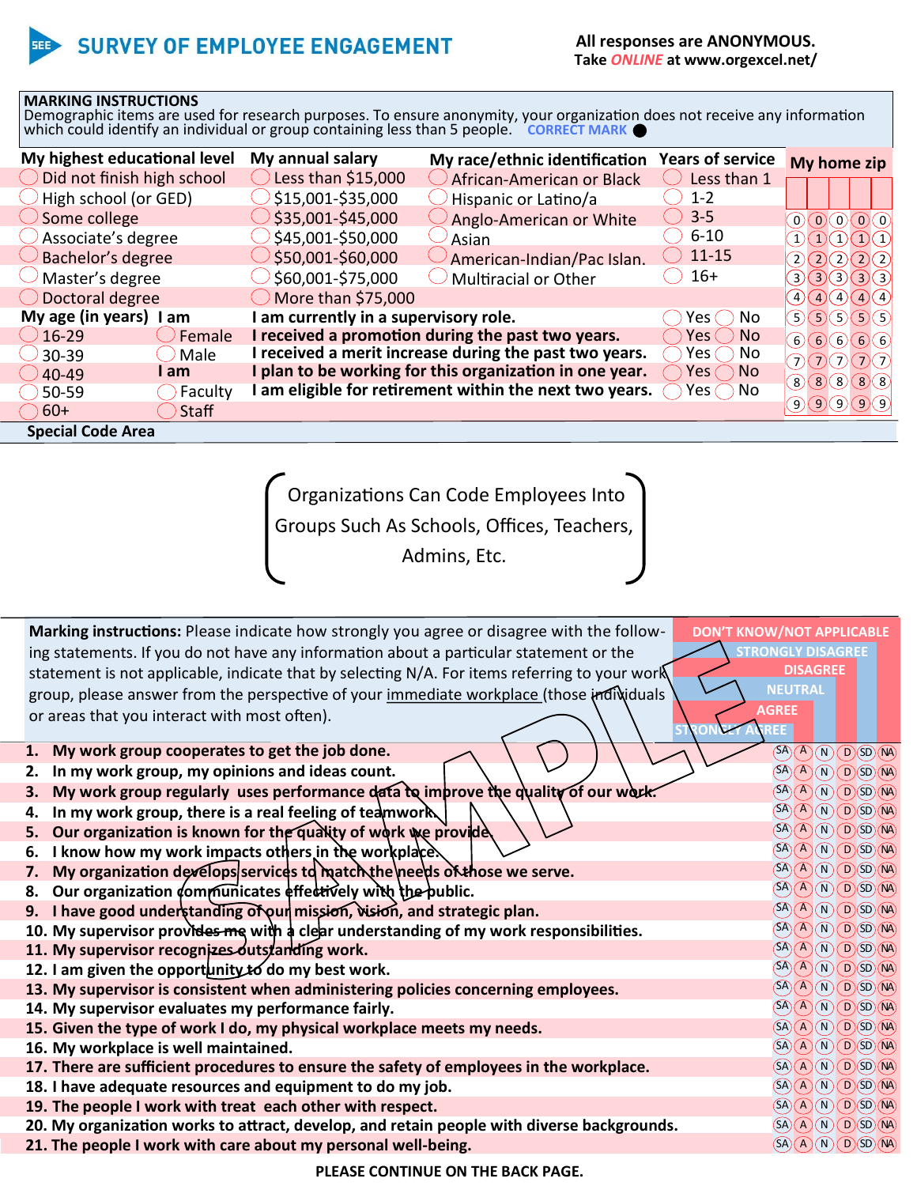# SURVEY OF EMPLOYEE ENGAGEMENT

**All responses are ANONYMOUS.**
**Take *ONLINE* at www.orgexcel.net/**

**MARKING INSTRUCTIONS**
Demographic items are used for research purposes. To ensure anonymity, your organization does not receive any information which could identify an individual or group containing less than 5 people. CORRECT MARK ●

**My highest educational level**
- ◯ Did not finish high school
- ◯ High school (or GED)
- ◯ Some college
- ◯ Associate's degree
- ◯ Bachelor's degree
- ◯ Master's degree
- ◯ Doctoral degree

**My annual salary**
- ◯ Less than $15,000
- ◯ $15,001-$35,000
- ◯ $35,001-$45,000
- ◯ $45,001-$50,000
- ◯ $50,001-$60,000
- ◯ $60,001-$75,000
- ◯ More than $75,000

**My race/ethnic identification**
- ◯ African-American or Black
- ◯ Hispanic or Latino/a
- ◯ Anglo-American or White
- ◯ Asian
- ◯ American-Indian/Pac Islan.
- ◯ Multiracial or Other

**Years of service**
- ◯ Less than 1
- ◯ 1-2
- ◯ 3-5
- ◯ 6-10
- ◯ 11-15
- ◯ 16+

**My home zip**

| | | | | |
|---|---|---|---|---|
| 0 | 0 | 0 | 0 | 0 |
| 1 | 1 | 1 | 1 | 1 |
| 2 | 2 | 2 | 2 | 2 |
| 3 | 3 | 3 | 3 | 3 |
| 4 | 4 | 4 | 4 | 4 |
| 5 | 5 | 5 | 5 | 5 |
| 6 | 6 | 6 | 6 | 6 |
| 7 | 7 | 7 | 7 | 7 |
| 8 | 8 | 8 | 8 | 8 |
| 9 | 9 | 9 | 9 | 9 |

**My age (in years)**
- ◯ 16-29
- ◯ 30-39
- ◯ 40-49
- ◯ 50-59
- ◯ 60+

**I am**
- ◯ Female
- ◯ Male

**I am**
- ◯ Faculty
- ◯ Staff

| | | |
|---|---|---|
| **I am currently in a supervisory role.** | ◯ Yes | ◯ No |
| **I received a promotion during the past two years.** | ◯ Yes | ◯ No |
| **I received a merit increase during the past two years.** | ◯ Yes | ◯ No |
| **I plan to be working for this organization in one year.** | ◯ Yes | ◯ No |
| **I am eligible for retirement within the next two years.** | ◯ Yes | ◯ No |

**Special Code Area**

Organizations Can Code Employees Into Groups Such As Schools, Offices, Teachers, Admins, Etc.

**Marking instructions:** Please indicate how strongly you agree or disagree with the following statements. If you do not have any information about a particular statement or the statement is not applicable, indicate that by selecting N/A. For items referring to your work group, please answer from the perspective of your immediate workplace (those individuals or areas that you interact with most often).

SA = STRONGLY AGREE, A = AGREE, N = NEUTRAL, D = DISAGREE, SD = STRONGLY DISAGREE, NA = DON'T KNOW/NOT APPLICABLE

SAMPLE

| # | Statement | SA | A | N | D | SD | NA |
|---|---|---|---|---|---|---|---|
| 1. | My work group cooperates to get the job done. | SA | A | N | D | SD | NA |
| 2. | In my work group, my opinions and ideas count. | SA | A | N | D | SD | NA |
| 3. | My work group regularly uses performance data to improve the quality of our work. | SA | A | N | D | SD | NA |
| 4. | In my work group, there is a real feeling of teamwork. | SA | A | N | D | SD | NA |
| 5. | Our organization is known for the quality of work we provide. | SA | A | N | D | SD | NA |
| 6. | I know how my work impacts others in the workplace. | SA | A | N | D | SD | NA |
| 7. | My organization develops services to match the needs of those we serve. | SA | A | N | D | SD | NA |
| 8. | Our organization communicates effectively with the public. | SA | A | N | D | SD | NA |
| 9. | I have good understanding of our mission, vision, and strategic plan. | SA | A | N | D | SD | NA |
| 10. | My supervisor provides me with a clear understanding of my work responsibilities. | SA | A | N | D | SD | NA |
| 11. | My supervisor recognizes outstanding work. | SA | A | N | D | SD | NA |
| 12. | I am given the opportunity to do my best work. | SA | A | N | D | SD | NA |
| 13. | My supervisor is consistent when administering policies concerning employees. | SA | A | N | D | SD | NA |
| 14. | My supervisor evaluates my performance fairly. | SA | A | N | D | SD | NA |
| 15. | Given the type of work I do, my physical workplace meets my needs. | SA | A | N | D | SD | NA |
| 16. | My workplace is well maintained. | SA | A | N | D | SD | NA |
| 17. | There are sufficient procedures to ensure the safety of employees in the workplace. | SA | A | N | D | SD | NA |
| 18. | I have adequate resources and equipment to do my job. | SA | A | N | D | SD | NA |
| 19. | The people I work with treat each other with respect. | SA | A | N | D | SD | NA |
| 20. | My organization works to attract, develop, and retain people with diverse backgrounds. | SA | A | N | D | SD | NA |
| 21. | The people I work with care about my personal well-being. | SA | A | N | D | SD | NA |

**PLEASE CONTINUE ON THE BACK PAGE.**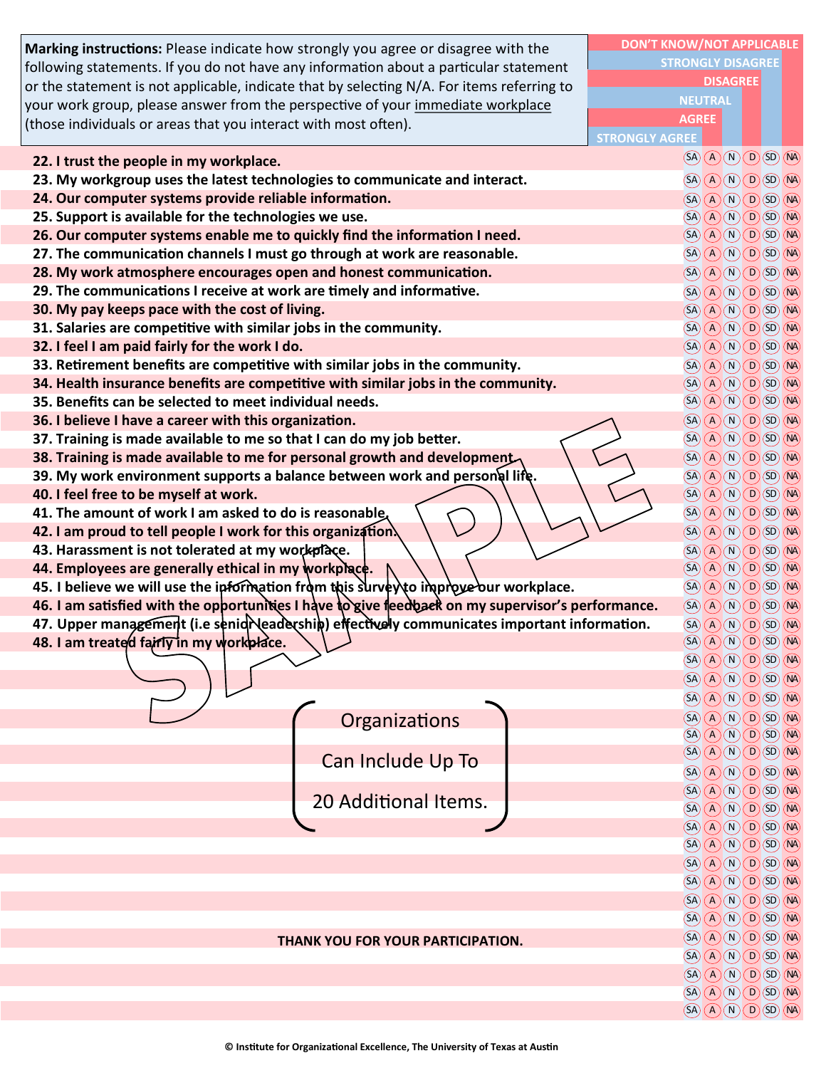**Marking instructions:** Please indicate how strongly you agree or disagree with the following statements. If you do not have any information about a particular statement or the statement is not applicable, indicate that by selecting N/A. For items referring to your work group, please answer from the perspective of your immediate workplace (those individuals or areas that you interact with most often).

DON'T KNOW/NOT APPLICABLE
STRONGLY DISAGREE
DISAGREE
NEUTRAL
AGREE
STRONGLY AGREE

| | | | | | | |
|---|---|---|---|---|---|---|
| 22. I trust the people in my workplace. | SA | A | N | D | SD | NA |
| 23. My workgroup uses the latest technologies to communicate and interact. | SA | A | N | D | SD | NA |
| 24. Our computer systems provide reliable information. | SA | A | N | D | SD | NA |
| 25. Support is available for the technologies we use. | SA | A | N | D | SD | NA |
| 26. Our computer systems enable me to quickly find the information I need. | SA | A | N | D | SD | NA |
| 27. The communication channels I must go through at work are reasonable. | SA | A | N | D | SD | NA |
| 28. My work atmosphere encourages open and honest communication. | SA | A | N | D | SD | NA |
| 29. The communications I receive at work are timely and informative. | SA | A | N | D | SD | NA |
| 30. My pay keeps pace with the cost of living. | SA | A | N | D | SD | NA |
| 31. Salaries are competitive with similar jobs in the community. | SA | A | N | D | SD | NA |
| 32. I feel I am paid fairly for the work I do. | SA | A | N | D | SD | NA |
| 33. Retirement benefits are competitive with similar jobs in the community. | SA | A | N | D | SD | NA |
| 34. Health insurance benefits are competitive with similar jobs in the community. | SA | A | N | D | SD | NA |
| 35. Benefits can be selected to meet individual needs. | SA | A | N | D | SD | NA |
| 36. I believe I have a career with this organization. | SA | A | N | D | SD | NA |
| 37. Training is made available to me so that I can do my job better. | SA | A | N | D | SD | NA |
| 38. Training is made available to me for personal growth and development. | SA | A | N | D | SD | NA |
| 39. My work environment supports a balance between work and personal life. | SA | A | N | D | SD | NA |
| 40. I feel free to be myself at work. | SA | A | N | D | SD | NA |
| 41. The amount of work I am asked to do is reasonable. | SA | A | N | D | SD | NA |
| 42. I am proud to tell people I work for this organization. | SA | A | N | D | SD | NA |
| 43. Harassment is not tolerated at my workplace. | SA | A | N | D | SD | NA |
| 44. Employees are generally ethical in my workplace. | SA | A | N | D | SD | NA |
| 45. I believe we will use the information from this survey to improve our workplace. | SA | A | N | D | SD | NA |
| 46. I am satisfied with the opportunities I have to give feedback on my supervisor's performance. | SA | A | N | D | SD | NA |
| 47. Upper management (i.e senior leadership) effectively communicates important information. | SA | A | N | D | SD | NA |
| 48. I am treated fairly in my workplace. | SA | A | N | D | SD | NA |

SAMPLE

Organizations Can Include Up To 20 Additional Items.

**THANK YOU FOR YOUR PARTICIPATION.**

© Institute for Organizational Excellence, The University of Texas at Austin